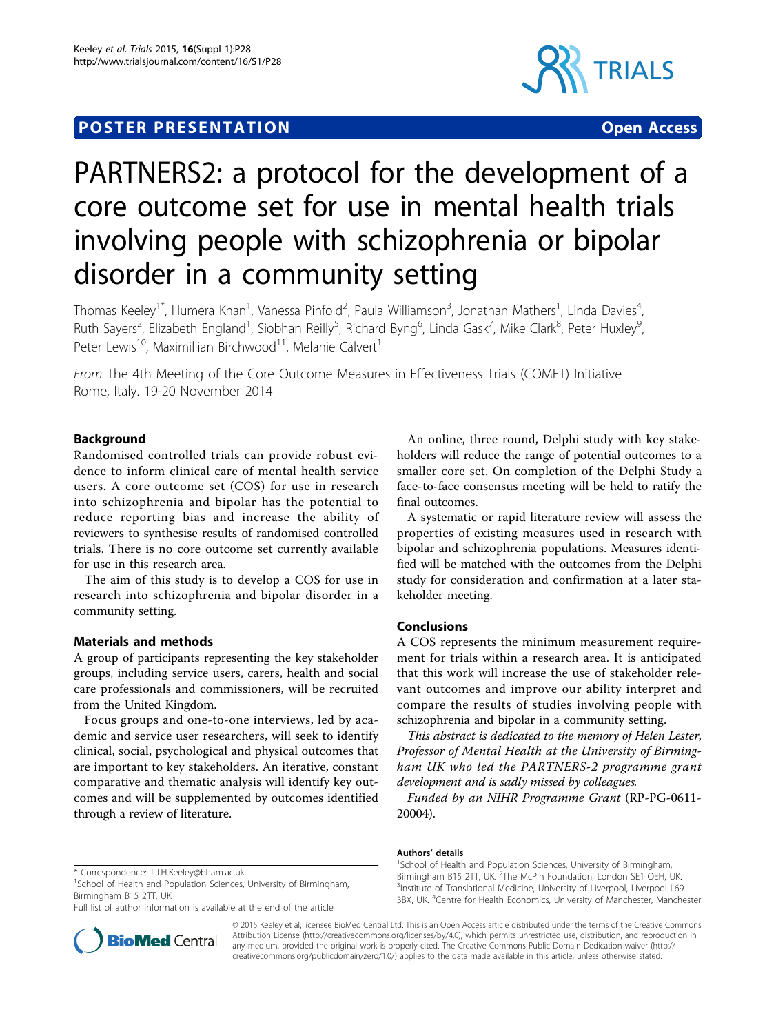POSTER PRESENTATION Open Access

# PARTNERS2: a protocol for the development of a core outcome set for use in mental health trials involving people with schizophrenia or bipolar disorder in a community setting

Thomas Keeley[1*], Humera Khan[1], Vanessa Pinfold[2], Paula Williamson[3], Jonathan Mathers[1], Linda Davies[4], Ruth Sayers[2], Elizabeth England[1], Siobhan Reilly[5], Richard Byng[6], Linda Gask[7], Mike Clark[8], Peter Huxley[9], Peter Lewis[10], Maximillian Birchwood[11], Melanie Calvert[1]

*From* The 4th Meeting of the Core Outcome Measures in Effectiveness Trials (COMET) Initiative
Rome, Italy. 19-20 November 2014

## Background

Randomised controlled trials can provide robust evidence to inform clinical care of mental health service users. A core outcome set (COS) for use in research into schizophrenia and bipolar has the potential to reduce reporting bias and increase the ability of reviewers to synthesise results of randomised controlled trials. There is no core outcome set currently available for use in this research area.

The aim of this study is to develop a COS for use in research into schizophrenia and bipolar disorder in a community setting.

## Materials and methods

A group of participants representing the key stakeholder groups, including service users, carers, health and social care professionals and commissioners, will be recruited from the United Kingdom.

Focus groups and one-to-one interviews, led by academic and service user researchers, will seek to identify clinical, social, psychological and physical outcomes that are important to key stakeholders. An iterative, constant comparative and thematic analysis will identify key outcomes and will be supplemented by outcomes identified through a review of literature.

An online, three round, Delphi study with key stakeholders will reduce the range of potential outcomes to a smaller core set. On completion of the Delphi Study a face-to-face consensus meeting will be held to ratify the final outcomes.

A systematic or rapid literature review will assess the properties of existing measures used in research with bipolar and schizophrenia populations. Measures identified will be matched with the outcomes from the Delphi study for consideration and confirmation at a later stakeholder meeting.

## Conclusions

A COS represents the minimum measurement requirement for trials within a research area. It is anticipated that this work will increase the use of stakeholder relevant outcomes and improve our ability interpret and compare the results of studies involving people with schizophrenia and bipolar in a community setting.

*This abstract is dedicated to the memory of Helen Lester, Professor of Mental Health at the University of Birmingham UK who led the PARTNERS-2 programme grant development and is sadly missed by colleagues.*

*Funded by an NIHR Programme Grant* (RP-PG-0611-20004).

\* Correspondence: T.J.H.Keeley@bham.ac.uk
[1]School of Health and Population Sciences, University of Birmingham, Birmingham B15 2TT, UK
Full list of author information is available at the end of the article

**Authors' details**

[1]School of Health and Population Sciences, University of Birmingham, Birmingham B15 2TT, UK. [2]The McPin Foundation, London SE1 0EH, UK. [3]Institute of Translational Medicine, University of Liverpool, Liverpool L69 3BX, UK. [4]Centre for Health Economics, University of Manchester, Manchester

© 2015 Keeley et al; licensee BioMed Central Ltd. This is an Open Access article distributed under the terms of the Creative Commons Attribution License (http://creativecommons.org/licenses/by/4.0), which permits unrestricted use, distribution, and reproduction in any medium, provided the original work is properly cited. The Creative Commons Public Domain Dedication waiver (http://creativecommons.org/publicdomain/zero/1.0/) applies to the data made available in this article, unless otherwise stated.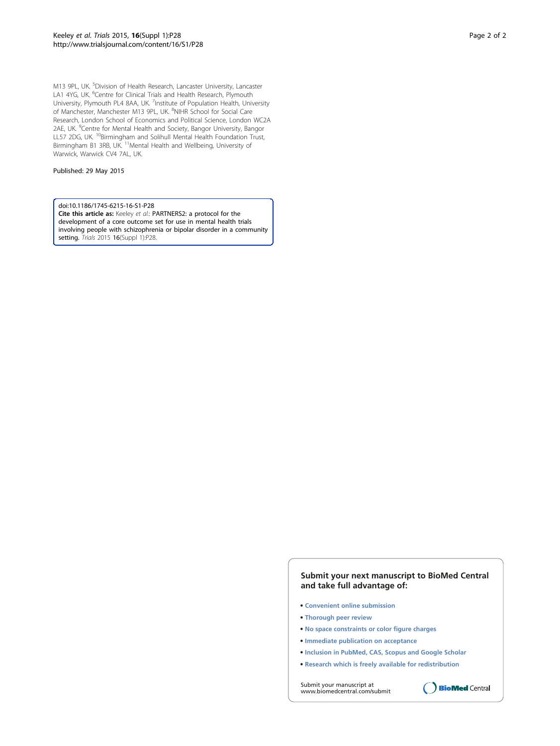M13 9PL, UK. [5]Division of Health Research, Lancaster University, Lancaster LA1 4YG, UK. [6]Centre for Clinical Trials and Health Research, Plymouth University, Plymouth PL4 8AA, UK. [7]Institute of Population Health, University of Manchester, Manchester M13 9PL, UK. [8]NIHR School for Social Care Research, London School of Economics and Political Science, London WC2A 2AE, UK. [9]Centre for Mental Health and Society, Bangor University, Bangor LL57 2DG, UK. [10]Birmingham and Solihull Mental Health Foundation Trust, Birmingham B1 3RB, UK. [11]Mental Health and Wellbeing, University of Warwick, Warwick CV4 7AL, UK.

Published: 29 May 2015

doi:10.1186/1745-6215-16-S1-P28
**Cite this article as:** Keeley *et al.*: PARTNERS2: a protocol for the development of a core outcome set for use in mental health trials involving people with schizophrenia or bipolar disorder in a community setting. *Trials* 2015 **16**(Suppl 1):P28.

**Submit your next manuscript to BioMed Central and take full advantage of:**

- **Convenient online submission**
- **Thorough peer review**
- **No space constraints or color figure charges**
- **Immediate publication on acceptance**
- **Inclusion in PubMed, CAS, Scopus and Google Scholar**
- **Research which is freely available for redistribution**

Submit your manuscript at
www.biomedcentral.com/submit

BioMed Central